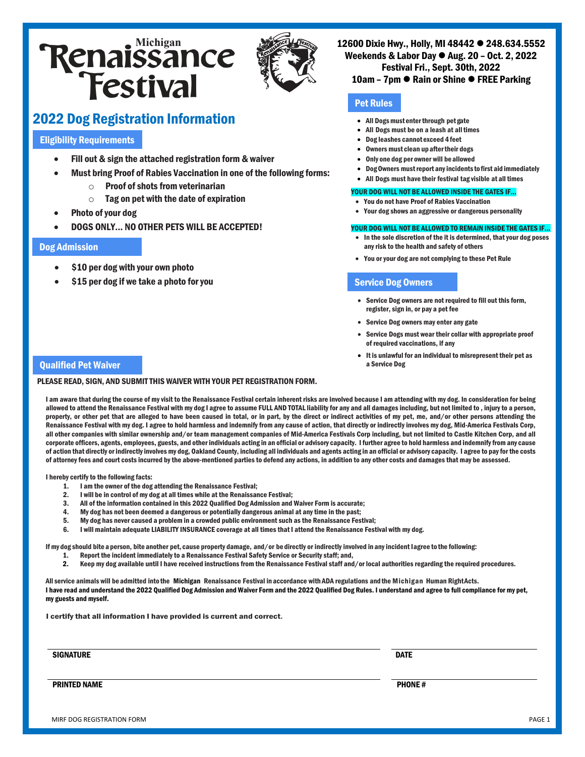# Michigan Renaissance Festival

12600 Dixie Hwy., Holly, MI 48442 ● 248.634.5552
Weekends & Labor Day ● Aug. 20 – Oct. 2, 2022
Festival Fri., Sept. 30th, 2022
10am – 7pm ● Rain or Shine ● FREE Parking

## 2022 Dog Registration Information

### Eligibility Requirements

- Fill out & sign the attached registration form & waiver
- Must bring Proof of Rabies Vaccination in one of the following forms:
  - Proof of shots from veterinarian
  - Tag on pet with the date of expiration
- Photo of your dog
- DOGS ONLY… NO OTHER PETS WILL BE ACCEPTED!

### Dog Admission

- $10 per dog with your own photo
- $15 per dog if we take a photo for you

### Pet Rules

- All Dogs must enter through pet gate
- All Dogs must be on a leash at all times
- Dog leashes cannot exceed 4 feet
- Owners must clean up after their dogs
- Only one dog per owner will be allowed
- Dog Owners must report any incidents to first aid immediately
- All Dogs must have their festival tag visible at all times

**YOUR DOG WILL NOT BE ALLOWED INSIDE THE GATES IF…**

- You do not have Proof of Rabies Vaccination
- Your dog shows an aggressive or dangerous personality

**YOUR DOG WILL NOT BE ALLOWED TO REMAIN INSIDE THE GATES IF…**

- In the sole discretion of the it is determined, that your dog poses any risk to the health and safety of others
- You or your dog are not complying to these Pet Rule

### Service Dog Owners

- Service Dog owners are not required to fill out this form, register, sign in, or pay a pet fee
- Service Dog owners may enter any gate
- Service Dogs must wear their collar with appropriate proof of required vaccinations, if any
- It is unlawful for an individual to misrepresent their pet as a Service Dog

### Qualified Pet Waiver

**PLEASE READ, SIGN, AND SUBMIT THIS WAIVER WITH YOUR PET REGISTRATION FORM.**

I am aware that during the course of my visit to the Renaissance Festival certain inherent risks are involved because I am attending with my dog. In consideration for being allowed to attend the Renaissance Festival with my dog I agree to assume FULL AND TOTAL liability for any and all damages including, but not limited to , injury to a person, property, or other pet that are alleged to have been caused in total, or in part, by the direct or indirect activities of my pet, me, and/or other persons attending the Renaissance Festival with my dog. I agree to hold harmless and indemnify from any cause of action, that directly or indirectly involves my dog, Mid-America Festivals Corp, all other companies with similar ownership and/or team management companies of Mid-America Festivals Corp including, but not limited to Castle Kitchen Corp, and all corporate officers, agents, employees, guests, and other individuals acting in an official or advisory capacity. I further agree to hold harmless and indemnify from any cause of action that directly or indirectly involves my dog, Oakland County, including all individuals and agents acting in an official or advisory capacity. I agree to pay for the costs of attorney fees and court costs incurred by the above-mentioned parties to defend any actions, in addition to any other costs and damages that may be assessed.

I hereby certify to the following facts:

1. I am the owner of the dog attending the Renaissance Festival;
2. I will be in control of my dog at all times while at the Renaissance Festival;
3. All of the information contained in this 2022 Qualified Dog Admission and Waiver Form is accurate;
4. My dog has not been deemed a dangerous or potentially dangerous animal at any time in the past;
5. My dog has never caused a problem in a crowded public environment such as the Renaissance Festival;
6. I will maintain adequate LIABILITY INSURANCE coverage at all times that I attend the Renaissance Festival with my dog.

If my dog should bite a person, bite another pet, cause property damage, and/or be directly or indirectly involved in any incident I agree to the following:

1. Report the incident immediately to a Renaissance Festival Safety Service or Security staff; and,
2. Keep my dog available until I have received instructions from the Renaissance Festival staff and/or local authorities regarding the required procedures.

All service animals will be admitted into the Michigan Renaissance Festival in accordance with ADA regulations and the Michigan Human Right Acts.
I have read and understand the 2022 Qualified Dog Admission and Waiver Form and the 2022 Qualified Dog Rules. I understand and agree to full compliance for my pet, my guests and myself.

I certify that all information I have provided is current and correct.

SIGNATURE ______________________ DATE ____________

PRINTED NAME ______________________ PHONE # ____________

MIRF DOG REGISTRATION FORM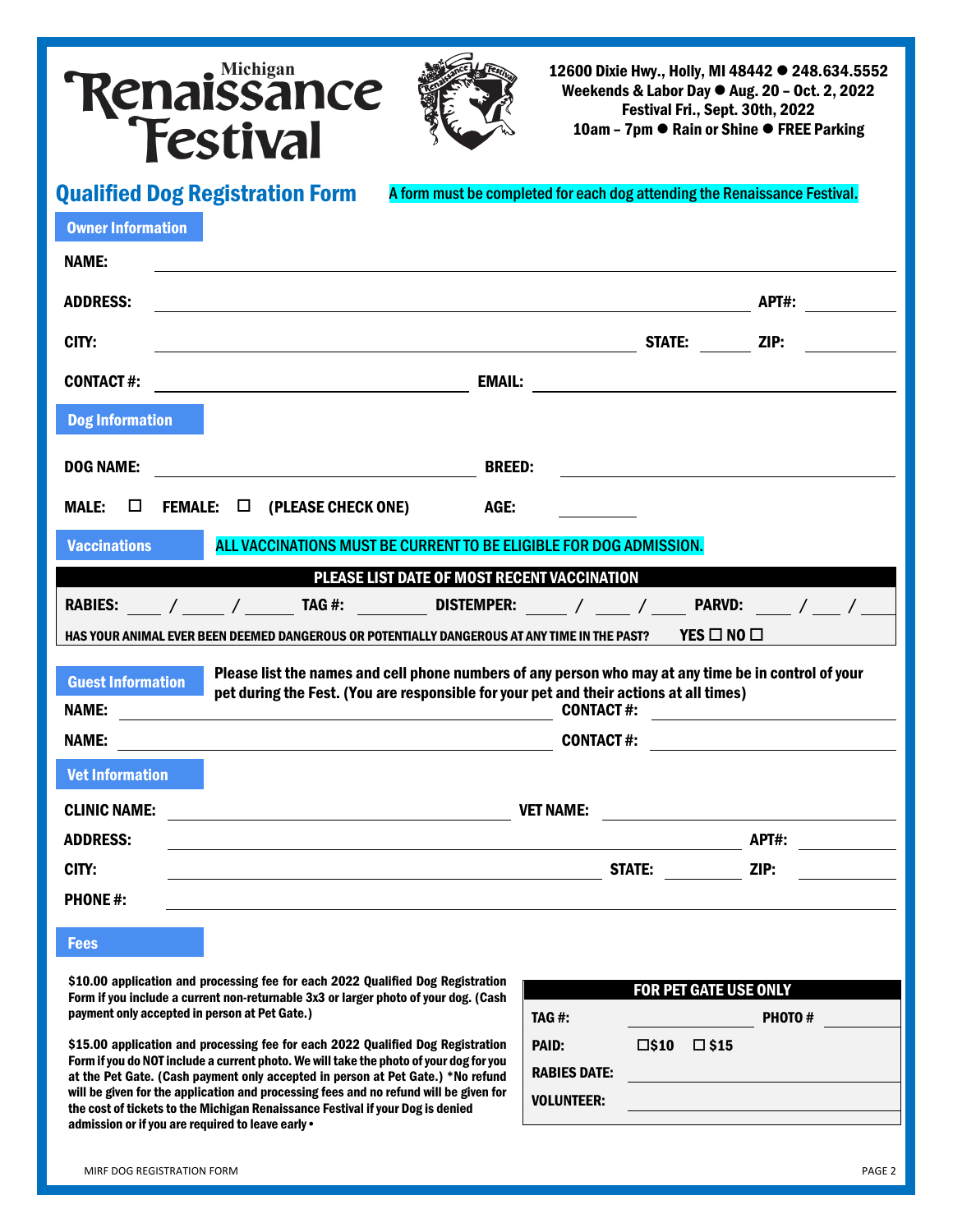# Michigan Renaissance Festival

12600 Dixie Hwy., Holly, MI 48442 ● 248.634.5552
Weekends & Labor Day ● Aug. 20 – Oct. 2, 2022
Festival Fri., Sept. 30th, 2022
10am – 7pm ● Rain or Shine ● FREE Parking

## Qualified Dog Registration Form

A form must be completed for each dog attending the Renaissance Festival.

### Owner Information

**NAME:** ____________________

**ADDRESS:** ____________________ **APT#:** ________

**CITY:** ____________________ **STATE:** ______ **ZIP:** ________

**CONTACT #:** ____________________ **EMAIL:** ____________________

### Dog Information

**DOG NAME:** ____________________ **BREED:** ____________________

**MALE:** ☐ **FEMALE:** ☐ **(PLEASE CHECK ONE)** **AGE:** ________

### Vaccinations

ALL VACCINATIONS MUST BE CURRENT TO BE ELIGIBLE FOR DOG ADMISSION.

**PLEASE LIST DATE OF MOST RECENT VACCINATION**

**RABIES:** ____ / ____ / ____ **TAG #:** ________ **DISTEMPER:** ____ / ____ / ____ **PARVD:** ____ / ____ / ____

**HAS YOUR ANIMAL EVER BEEN DEEMED DANGEROUS OR POTENTIALLY DANGEROUS AT ANY TIME IN THE PAST?** **YES** ☐ **NO** ☐

### Guest Information

Please list the names and cell phone numbers of any person who may at any time be in control of your pet during the Fest. (You are responsible for your pet and their actions at all times)

**NAME:** ____________________ **CONTACT #:** ____________________

**NAME:** ____________________ **CONTACT #:** ____________________

### Vet Information

**CLINIC NAME:** ____________________ **VET NAME:** ____________________

**ADDRESS:** ____________________ **APT#:** ________

**CITY:** ____________________ **STATE:** ______ **ZIP:** ________

**PHONE #:** ____________________

### Fees

**$10.00 application and processing fee for each 2022 Qualified Dog Registration Form if you include a current non-returnable 3x3 or larger photo of your dog. (Cash payment only accepted in person at Pet Gate.)**

**$15.00 application and processing fee for each 2022 Qualified Dog Registration Form if you do NOT include a current photo. We will take the photo of your dog for you at the Pet Gate. (Cash payment only accepted in person at Pet Gate.) *No refund will be given for the application and processing fees and no refund will be given for the cost of tickets to the Michigan Renaissance Festival if your Dog is denied admission or if you are required to leave early •**

| FOR PET GATE USE ONLY | | | |
|---|---|---|---|
| TAG #: | | PHOTO # | |
| PAID: | ☐$10 ☐ $15 | | |
| RABIES DATE: | | | |
| VOLUNTEER: | | | |

MIRF DOG REGISTRATION FORM